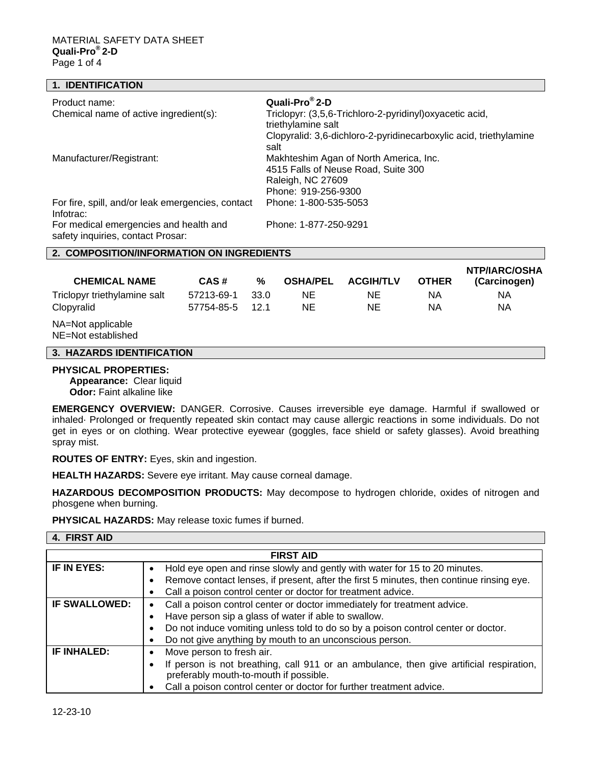MATERIAL SAFETY DATA SHEET
**Quali-Pro® 2-D**

## 1. IDENTIFICATION

| | |
|---|---|
| Product name: | **Quali-Pro® 2-D** |
| Chemical name of active ingredient(s): | Triclopyr: (3,5,6-Trichloro-2-pyridinyl)oxyacetic acid, triethylamine salt<br>Clopyralid: 3,6-dichloro-2-pyridinecarboxylic acid, triethylamine salt |
| Manufacturer/Registrant: | Makhteshim Agan of North America, Inc.<br>4515 Falls of Neuse Road, Suite 300<br>Raleigh, NC 27609<br>Phone: 919-256-9300 |
| For fire, spill, and/or leak emergencies, contact Infotrac: | Phone: 1-800-535-5053 |
| For medical emergencies and health and safety inquiries, contact Prosar: | Phone: 1-877-250-9291 |

## 2. COMPOSITION/INFORMATION ON INGREDIENTS

| CHEMICAL NAME | CAS # | % | OSHA/PEL | ACGIH/TLV | OTHER | NTP/IARC/OSHA (Carcinogen) |
|---|---|---|---|---|---|---|
| Triclopyr triethylamine salt | 57213-69-1 | 33.0 | NE | NE | NA | NA |
| Clopyralid | 57754-85-5 | 12.1 | NE | NE | NA | NA |

NA=Not applicable
NE=Not established

## 3. HAZARDS IDENTIFICATION

**PHYSICAL PROPERTIES:**
**Appearance:** Clear liquid
**Odor:** Faint alkaline like

**EMERGENCY OVERVIEW:** DANGER. Corrosive. Causes irreversible eye damage. Harmful if swallowed or inhaled· Prolonged or frequently repeated skin contact may cause allergic reactions in some individuals. Do not get in eyes or on clothing. Wear protective eyewear (goggles, face shield or safety glasses). Avoid breathing spray mist.

**ROUTES OF ENTRY:** Eyes, skin and ingestion.

**HEALTH HAZARDS:** Severe eye irritant. May cause corneal damage.

**HAZARDOUS DECOMPOSITION PRODUCTS:** May decompose to hydrogen chloride, oxides of nitrogen and phosgene when burning.

**PHYSICAL HAZARDS:** May release toxic fumes if burned.

## 4. FIRST AID

| FIRST AID | |
|---|---|
| **IF IN EYES:** | • Hold eye open and rinse slowly and gently with water for 15 to 20 minutes.<br>• Remove contact lenses, if present, after the first 5 minutes, then continue rinsing eye.<br>• Call a poison control center or doctor for treatment advice. |
| **IF SWALLOWED:** | • Call a poison control center or doctor immediately for treatment advice.<br>• Have person sip a glass of water if able to swallow.<br>• Do not induce vomiting unless told to do so by a poison control center or doctor.<br>• Do not give anything by mouth to an unconscious person. |
| **IF INHALED:** | • Move person to fresh air.<br>• If person is not breathing, call 911 or an ambulance, then give artificial respiration, preferably mouth-to-mouth if possible.<br>• Call a poison control center or doctor for further treatment advice. |

12-23-10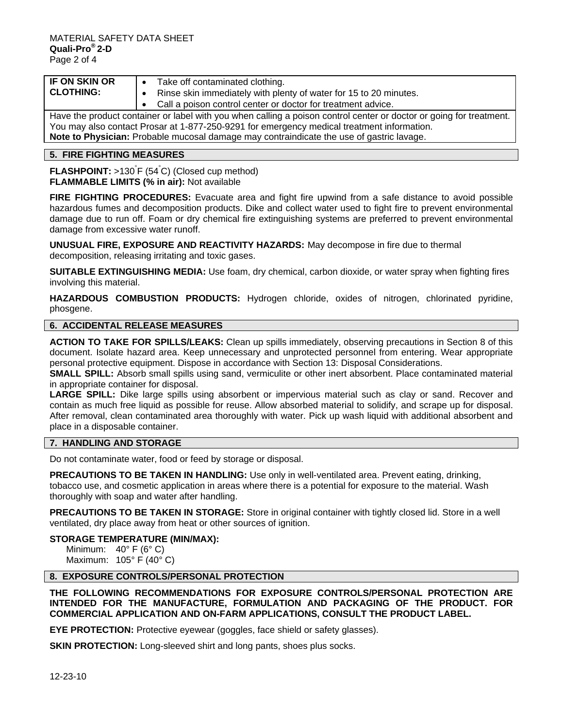| IF ON SKIN OR CLOTHING: | • Take off contaminated clothing.<br>• Rinse skin immediately with plenty of water for 15 to 20 minutes.<br>• Call a poison control center or doctor for treatment advice. |
|---|---|

Have the product container or label with you when calling a poison control center or doctor or going for treatment. You may also contact Prosar at 1-877-250-9291 for emergency medical treatment information.
**Note to Physician:** Probable mucosal damage may contraindicate the use of gastric lavage.

## 5. FIRE FIGHTING MEASURES

**FLASHPOINT:** >130°F (54°C) (Closed cup method)
**FLAMMABLE LIMITS (% in air):** Not available

**FIRE FIGHTING PROCEDURES:** Evacuate area and fight fire upwind from a safe distance to avoid possible hazardous fumes and decomposition products. Dike and collect water used to fight fire to prevent environmental damage due to run off. Foam or dry chemical fire extinguishing systems are preferred to prevent environmental damage from excessive water runoff.

**UNUSUAL FIRE, EXPOSURE AND REACTIVITY HAZARDS:** May decompose in fire due to thermal decomposition, releasing irritating and toxic gases.

**SUITABLE EXTINGUISHING MEDIA:** Use foam, dry chemical, carbon dioxide, or water spray when fighting fires involving this material.

**HAZARDOUS COMBUSTION PRODUCTS:** Hydrogen chloride, oxides of nitrogen, chlorinated pyridine, phosgene.

## 6. ACCIDENTAL RELEASE MEASURES

**ACTION TO TAKE FOR SPILLS/LEAKS:** Clean up spills immediately, observing precautions in Section 8 of this document. Isolate hazard area. Keep unnecessary and unprotected personnel from entering. Wear appropriate personal protective equipment. Dispose in accordance with Section 13: Disposal Considerations.
**SMALL SPILL:** Absorb small spills using sand, vermiculite or other inert absorbent. Place contaminated material in appropriate container for disposal.
**LARGE SPILL:** Dike large spills using absorbent or impervious material such as clay or sand. Recover and contain as much free liquid as possible for reuse. Allow absorbed material to solidify, and scrape up for disposal. After removal, clean contaminated area thoroughly with water. Pick up wash liquid with additional absorbent and place in a disposable container.

## 7. HANDLING AND STORAGE

Do not contaminate water, food or feed by storage or disposal.

**PRECAUTIONS TO BE TAKEN IN HANDLING:** Use only in well-ventilated area. Prevent eating, drinking, tobacco use, and cosmetic application in areas where there is a potential for exposure to the material. Wash thoroughly with soap and water after handling.

**PRECAUTIONS TO BE TAKEN IN STORAGE:** Store in original container with tightly closed lid. Store in a well ventilated, dry place away from heat or other sources of ignition.

**STORAGE TEMPERATURE (MIN/MAX):**
Minimum: 40° F (6° C)
Maximum: 105° F (40° C)

## 8. EXPOSURE CONTROLS/PERSONAL PROTECTION

**THE FOLLOWING RECOMMENDATIONS FOR EXPOSURE CONTROLS/PERSONAL PROTECTION ARE INTENDED FOR THE MANUFACTURE, FORMULATION AND PACKAGING OF THE PRODUCT. FOR COMMERCIAL APPLICATION AND ON-FARM APPLICATIONS, CONSULT THE PRODUCT LABEL.**

**EYE PROTECTION:** Protective eyewear (goggles, face shield or safety glasses).

**SKIN PROTECTION:** Long-sleeved shirt and long pants, shoes plus socks.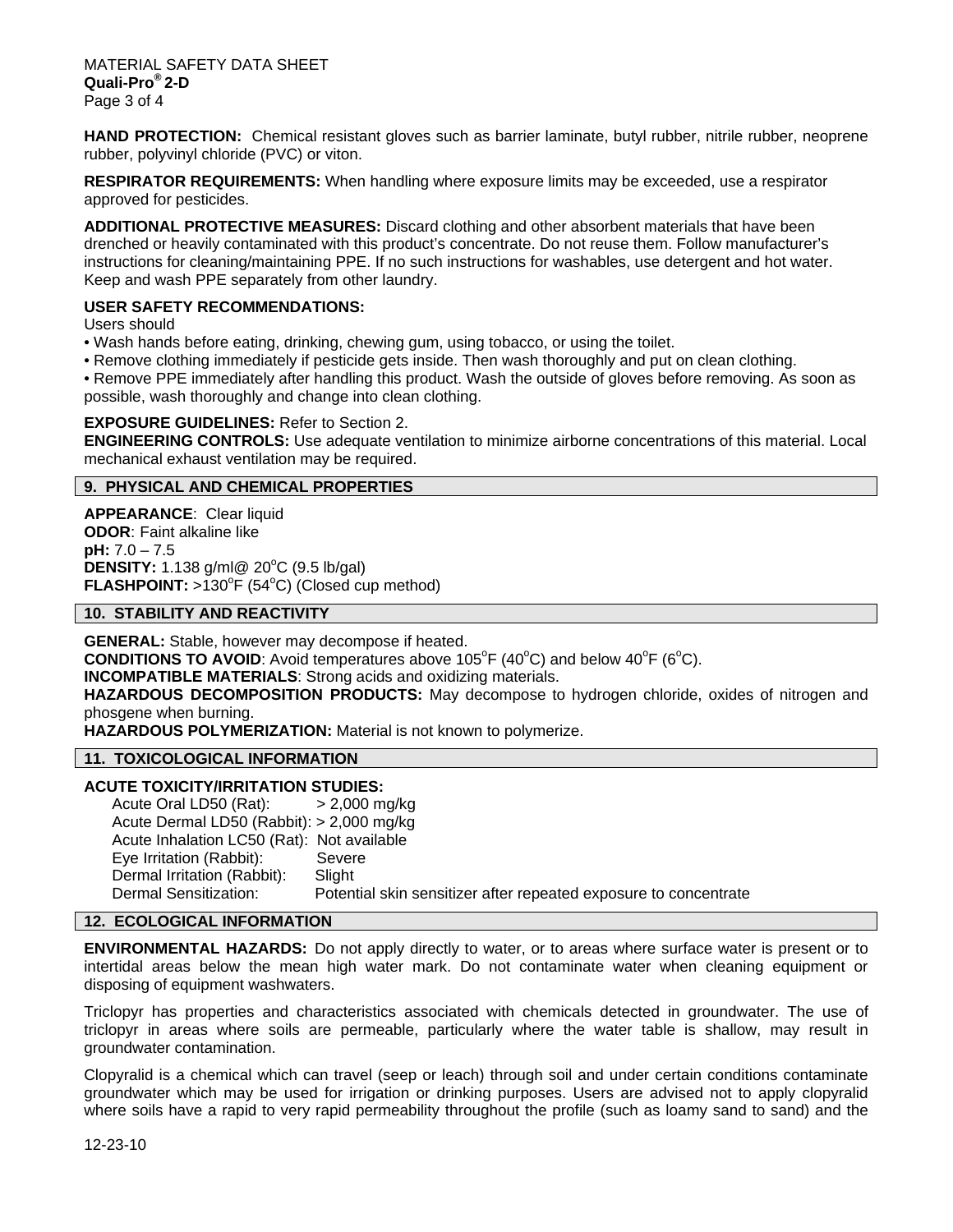**HAND PROTECTION:** Chemical resistant gloves such as barrier laminate, butyl rubber, nitrile rubber, neoprene rubber, polyvinyl chloride (PVC) or viton.

**RESPIRATOR REQUIREMENTS:** When handling where exposure limits may be exceeded, use a respirator approved for pesticides.

**ADDITIONAL PROTECTIVE MEASURES:** Discard clothing and other absorbent materials that have been drenched or heavily contaminated with this product's concentrate. Do not reuse them. Follow manufacturer's instructions for cleaning/maintaining PPE. If no such instructions for washables, use detergent and hot water. Keep and wash PPE separately from other laundry.

**USER SAFETY RECOMMENDATIONS:**

Users should

- Wash hands before eating, drinking, chewing gum, using tobacco, or using the toilet.
- Remove clothing immediately if pesticide gets inside. Then wash thoroughly and put on clean clothing.
- Remove PPE immediately after handling this product. Wash the outside of gloves before removing. As soon as possible, wash thoroughly and change into clean clothing.

**EXPOSURE GUIDELINES:** Refer to Section 2.

**ENGINEERING CONTROLS:** Use adequate ventilation to minimize airborne concentrations of this material. Local mechanical exhaust ventilation may be required.

## 9. PHYSICAL AND CHEMICAL PROPERTIES

**APPEARANCE**: Clear liquid
**ODOR**: Faint alkaline like
**pH:** 7.0 – 7.5
**DENSITY:** 1.138 g/ml@ 20°C (9.5 lb/gal)
**FLASHPOINT:** >130°F (54°C) (Closed cup method)

## 10. STABILITY AND REACTIVITY

**GENERAL:** Stable, however may decompose if heated.
**CONDITIONS TO AVOID**: Avoid temperatures above 105°F (40°C) and below 40°F (6°C).
**INCOMPATIBLE MATERIALS**: Strong acids and oxidizing materials.
**HAZARDOUS DECOMPOSITION PRODUCTS:** May decompose to hydrogen chloride, oxides of nitrogen and phosgene when burning.
**HAZARDOUS POLYMERIZATION:** Material is not known to polymerize.

## 11. TOXICOLOGICAL INFORMATION

**ACUTE TOXICITY/IRRITATION STUDIES:**

| | |
|---|---|
| Acute Oral LD50 (Rat): | > 2,000 mg/kg |
| Acute Dermal LD50 (Rabbit): | > 2,000 mg/kg |
| Acute Inhalation LC50 (Rat): | Not available |
| Eye Irritation (Rabbit): | Severe |
| Dermal Irritation (Rabbit): | Slight |
| Dermal Sensitization: | Potential skin sensitizer after repeated exposure to concentrate |

## 12. ECOLOGICAL INFORMATION

**ENVIRONMENTAL HAZARDS:** Do not apply directly to water, or to areas where surface water is present or to intertidal areas below the mean high water mark. Do not contaminate water when cleaning equipment or disposing of equipment washwaters.

Triclopyr has properties and characteristics associated with chemicals detected in groundwater. The use of triclopyr in areas where soils are permeable, particularly where the water table is shallow, may result in groundwater contamination.

Clopyralid is a chemical which can travel (seep or leach) through soil and under certain conditions contaminate groundwater which may be used for irrigation or drinking purposes. Users are advised not to apply clopyralid where soils have a rapid to very rapid permeability throughout the profile (such as loamy sand to sand) and the

12-23-10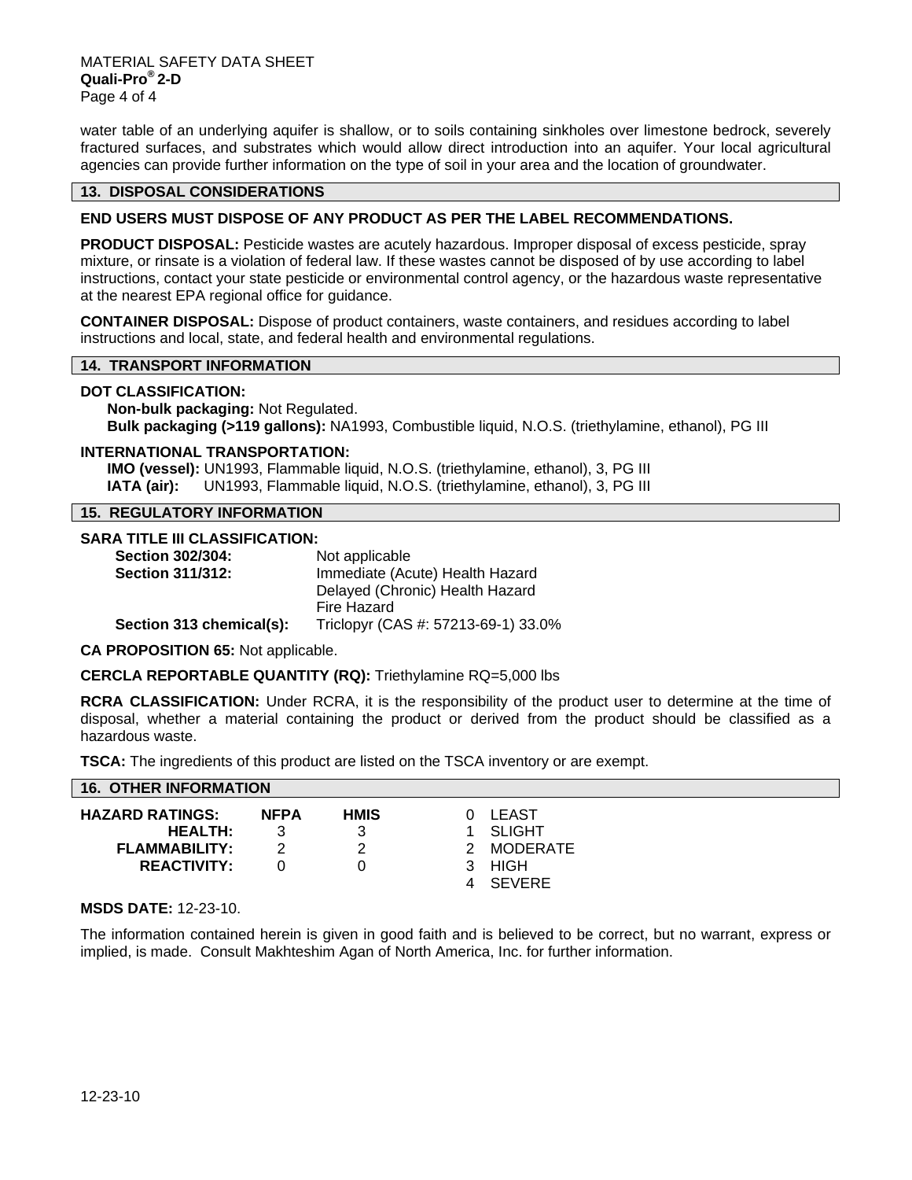water table of an underlying aquifer is shallow, or to soils containing sinkholes over limestone bedrock, severely fractured surfaces, and substrates which would allow direct introduction into an aquifer. Your local agricultural agencies can provide further information on the type of soil in your area and the location of groundwater.

## 13. DISPOSAL CONSIDERATIONS

**END USERS MUST DISPOSE OF ANY PRODUCT AS PER THE LABEL RECOMMENDATIONS.**

**PRODUCT DISPOSAL:** Pesticide wastes are acutely hazardous. Improper disposal of excess pesticide, spray mixture, or rinsate is a violation of federal law. If these wastes cannot be disposed of by use according to label instructions, contact your state pesticide or environmental control agency, or the hazardous waste representative at the nearest EPA regional office for guidance.

**CONTAINER DISPOSAL:** Dispose of product containers, waste containers, and residues according to label instructions and local, state, and federal health and environmental regulations.

## 14. TRANSPORT INFORMATION

**DOT CLASSIFICATION:**

**Non-bulk packaging:** Not Regulated.
**Bulk packaging (>119 gallons):** NA1993, Combustible liquid, N.O.S. (triethylamine, ethanol), PG III

**INTERNATIONAL TRANSPORTATION:**

**IMO (vessel):** UN1993, Flammable liquid, N.O.S. (triethylamine, ethanol), 3, PG III
**IATA (air):** UN1993, Flammable liquid, N.O.S. (triethylamine, ethanol), 3, PG III

## 15. REGULATORY INFORMATION

**SARA TITLE III CLASSIFICATION:**

| | |
|---|---|
| **Section 302/304:** | Not applicable |
| **Section 311/312:** | Immediate (Acute) Health Hazard<br>Delayed (Chronic) Health Hazard<br>Fire Hazard |
| **Section 313 chemical(s):** | Triclopyr (CAS #: 57213-69-1) 33.0% |

**CA PROPOSITION 65:** Not applicable.

**CERCLA REPORTABLE QUANTITY (RQ):** Triethylamine RQ=5,000 lbs

**RCRA CLASSIFICATION:** Under RCRA, it is the responsibility of the product user to determine at the time of disposal, whether a material containing the product or derived from the product should be classified as a hazardous waste.

**TSCA:** The ingredients of this product are listed on the TSCA inventory or are exempt.

## 16. OTHER INFORMATION

| **HAZARD RATINGS:** | **NFPA** | **HMIS** | | |
|---|---|---|---|---|
| | | | 0 | LEAST |
| **HEALTH:** | 3 | 3 | 1 | SLIGHT |
| **FLAMMABILITY:** | 2 | 2 | 2 | MODERATE |
| **REACTIVITY:** | 0 | 0 | 3 | HIGH |
| | | | 4 | SEVERE |

**MSDS DATE:** 12-23-10.

The information contained herein is given in good faith and is believed to be correct, but no warrant, express or implied, is made. Consult Makhteshim Agan of North America, Inc. for further information.